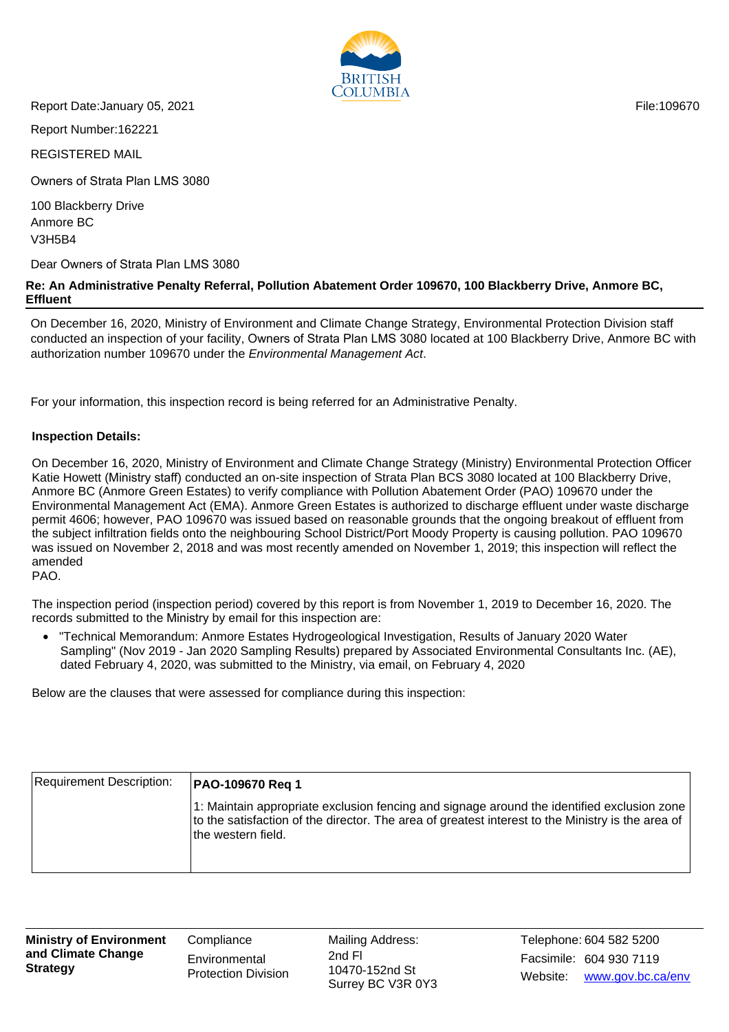Report Date:January 05, 2021

File:109670

Report Number:162221

REGISTERED MAIL

Owners of Strata Plan LMS 3080

100 Blackberry Drive
Anmore BC
V3H5B4

Dear Owners of Strata Plan LMS 3080

**Re: An Administrative Penalty Referral, Pollution Abatement Order 109670, 100 Blackberry Drive, Anmore BC, Effluent**

On December 16, 2020, Ministry of Environment and Climate Change Strategy, Environmental Protection Division staff conducted an inspection of your facility, Owners of Strata Plan LMS 3080 located at 100 Blackberry Drive, Anmore BC with authorization number 109670 under the *Environmental Management Act*.

For your information, this inspection record is being referred for an Administrative Penalty.

**Inspection Details:**

On December 16, 2020, Ministry of Environment and Climate Change Strategy (Ministry) Environmental Protection Officer Katie Howett (Ministry staff) conducted an on-site inspection of Strata Plan BCS 3080 located at 100 Blackberry Drive, Anmore BC (Anmore Green Estates) to verify compliance with Pollution Abatement Order (PAO) 109670 under the Environmental Management Act (EMA). Anmore Green Estates is authorized to discharge effluent under waste discharge permit 4606; however, PAO 109670 was issued based on reasonable grounds that the ongoing breakout of effluent from the subject infiltration fields onto the neighbouring School District/Port Moody Property is causing pollution. PAO 109670 was issued on November 2, 2018 and was most recently amended on November 1, 2019; this inspection will reflect the amended
PAO.

The inspection period (inspection period) covered by this report is from November 1, 2019 to December 16, 2020. The records submitted to the Ministry by email for this inspection are:

- "Technical Memorandum: Anmore Estates Hydrogeological Investigation, Results of January 2020 Water Sampling" (Nov 2019 - Jan 2020 Sampling Results) prepared by Associated Environmental Consultants Inc. (AE), dated February 4, 2020, was submitted to the Ministry, via email, on February 4, 2020

Below are the clauses that were assessed for compliance during this inspection:

| Requirement Description: | **PAO-109670 Req 1**<br><br>1: Maintain appropriate exclusion fencing and signage around the identified exclusion zone to the satisfaction of the director. The area of greatest interest to the Ministry is the area of the western field. |
|---|---|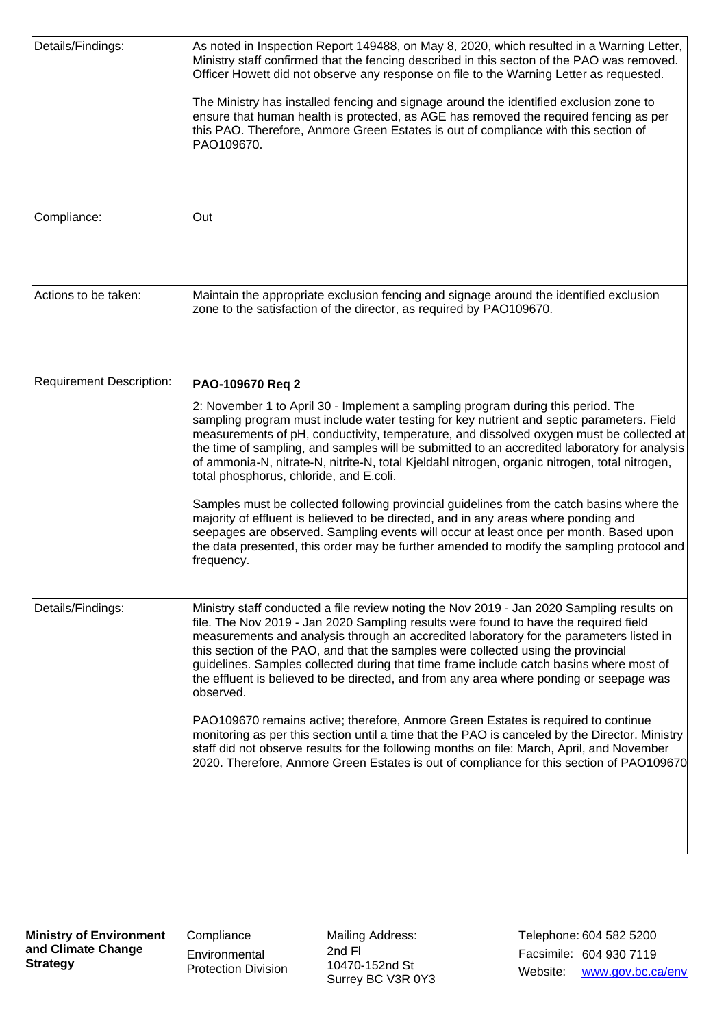| | |
|---|---|
| Details/Findings: | As noted in Inspection Report 149488, on May 8, 2020, which resulted in a Warning Letter, Ministry staff confirmed that the fencing described in this secton of the PAO was removed. Officer Howett did not observe any response on file to the Warning Letter as requested.<br><br>The Ministry has installed fencing and signage around the identified exclusion zone to ensure that human health is protected, as AGE has removed the required fencing as per this PAO. Therefore, Anmore Green Estates is out of compliance with this section of PAO109670. |
| Compliance: | Out |
| Actions to be taken: | Maintain the appropriate exclusion fencing and signage around the identified exclusion zone to the satisfaction of the director, as required by PAO109670. |
| Requirement Description: | **PAO-109670 Req 2**<br><br>2: November 1 to April 30 - Implement a sampling program during this period. The sampling program must include water testing for key nutrient and septic parameters. Field measurements of pH, conductivity, temperature, and dissolved oxygen must be collected at the time of sampling, and samples will be submitted to an accredited laboratory for analysis of ammonia-N, nitrate-N, nitrite-N, total Kjeldahl nitrogen, organic nitrogen, total nitrogen, total phosphorus, chloride, and E.coli.<br><br>Samples must be collected following provincial guidelines from the catch basins where the majority of effluent is believed to be directed, and in any areas where ponding and seepages are observed. Sampling events will occur at least once per month. Based upon the data presented, this order may be further amended to modify the sampling protocol and frequency. |
| Details/Findings: | Ministry staff conducted a file review noting the Nov 2019 - Jan 2020 Sampling results on file. The Nov 2019 - Jan 2020 Sampling results were found to have the required field measurements and analysis through an accredited laboratory for the parameters listed in this section of the PAO, and that the samples were collected using the provincial guidelines. Samples collected during that time frame include catch basins where most of the effluent is believed to be directed, and from any area where ponding or seepage was observed.<br><br>PAO109670 remains active; therefore, Anmore Green Estates is required to continue monitoring as per this section until a time that the PAO is canceled by the Director. Ministry staff did not observe results for the following months on file: March, April, and November 2020. Therefore, Anmore Green Estates is out of compliance for this section of PAO109670 |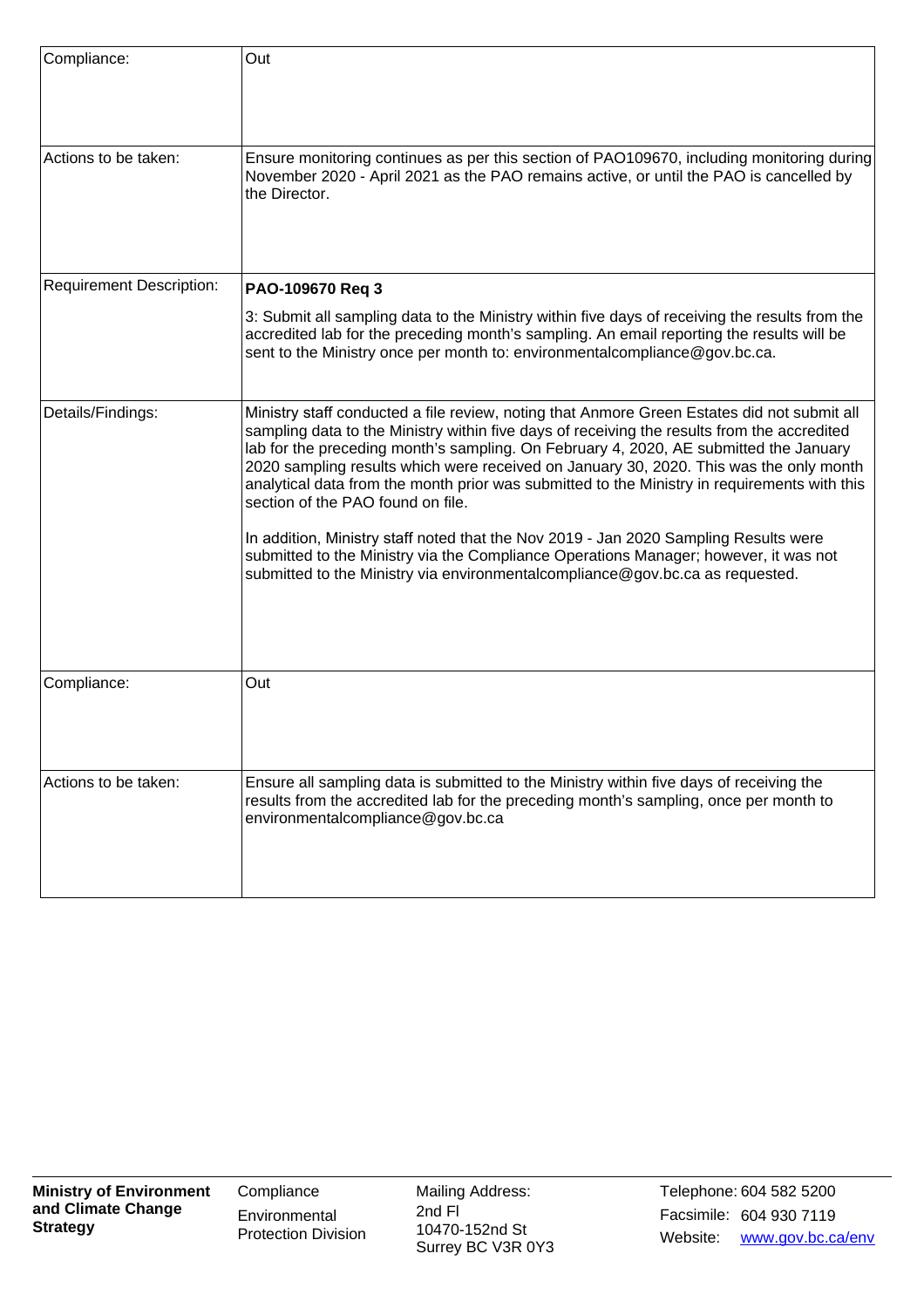| | |
|---|---|
| Compliance: | Out |
| Actions to be taken: | Ensure monitoring continues as per this section of PAO109670, including monitoring during November 2020 - April 2021 as the PAO remains active, or until the PAO is cancelled by the Director. |
| Requirement Description: | **PAO-109670 Req 3**<br><br>3: Submit all sampling data to the Ministry within five days of receiving the results from the accredited lab for the preceding month's sampling. An email reporting the results will be sent to the Ministry once per month to: environmentalcompliance@gov.bc.ca. |
| Details/Findings: | Ministry staff conducted a file review, noting that Anmore Green Estates did not submit all sampling data to the Ministry within five days of receiving the results from the accredited lab for the preceding month's sampling. On February 4, 2020, AE submitted the January 2020 sampling results which were received on January 30, 2020. This was the only month analytical data from the month prior was submitted to the Ministry in requirements with this section of the PAO found on file.<br><br>In addition, Ministry staff noted that the Nov 2019 - Jan 2020 Sampling Results were submitted to the Ministry via the Compliance Operations Manager; however, it was not submitted to the Ministry via environmentalcompliance@gov.bc.ca as requested. |
| Compliance: | Out |
| Actions to be taken: | Ensure all sampling data is submitted to the Ministry within five days of receiving the results from the accredited lab for the preceding month's sampling, once per month to environmentalcompliance@gov.bc.ca |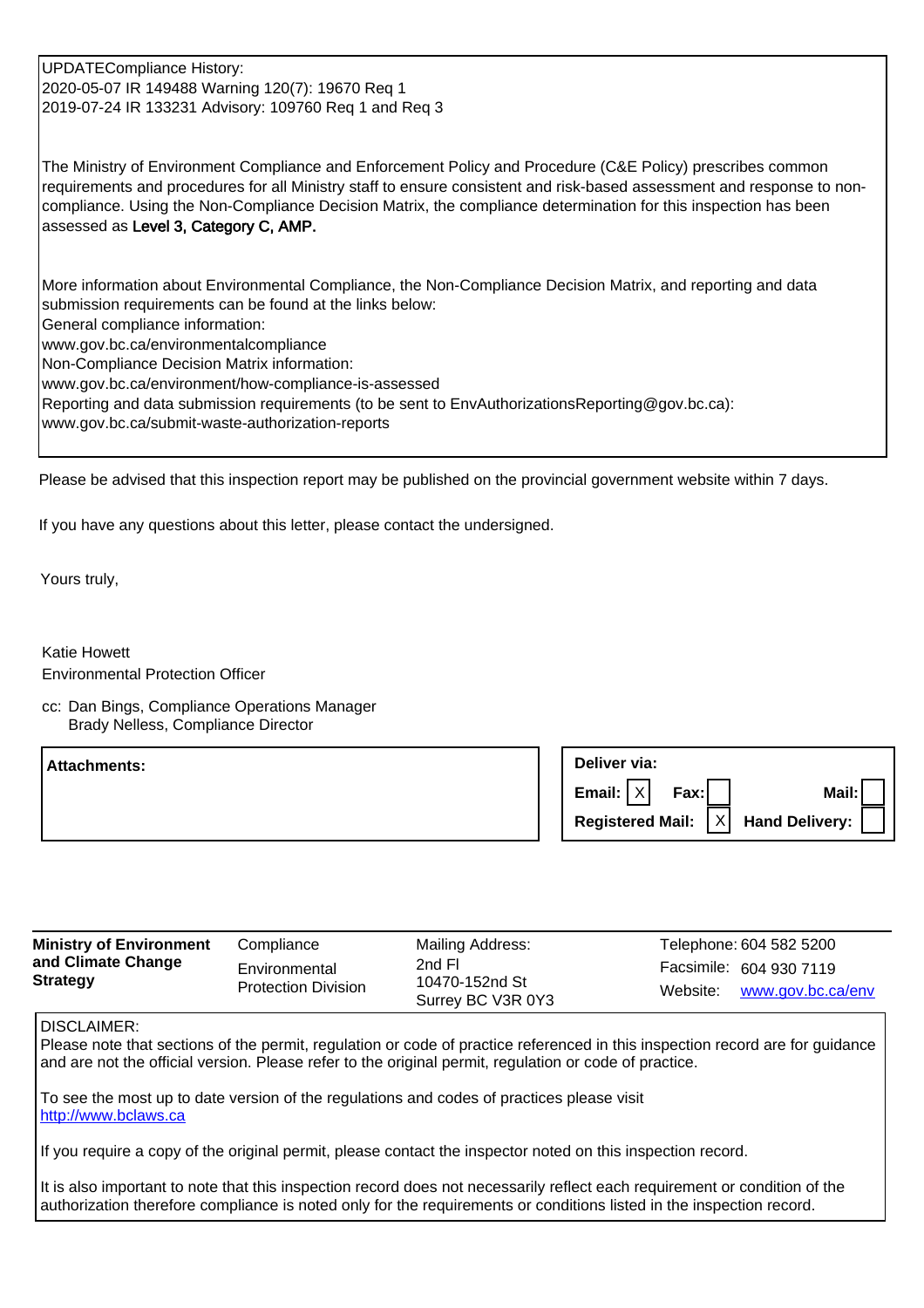UPDATECompliance History:
2020-05-07 IR 149488 Warning 120(7): 19670 Req 1
2019-07-24 IR 133231 Advisory: 109760 Req 1 and Req 3

The Ministry of Environment Compliance and Enforcement Policy and Procedure (C&E Policy) prescribes common requirements and procedures for all Ministry staff to ensure consistent and risk-based assessment and response to non-compliance. Using the Non-Compliance Decision Matrix, the compliance determination for this inspection has been assessed as Level 3, Category C, AMP.

More information about Environmental Compliance, the Non-Compliance Decision Matrix, and reporting and data submission requirements can be found at the links below:
General compliance information:
www.gov.bc.ca/environmentalcompliance
Non-Compliance Decision Matrix information:
www.gov.bc.ca/environment/how-compliance-is-assessed
Reporting and data submission requirements (to be sent to EnvAuthorizationsReporting@gov.bc.ca):
www.gov.bc.ca/submit-waste-authorization-reports

Please be advised that this inspection report may be published on the provincial government website within 7 days.

If you have any questions about this letter, please contact the undersigned.

Yours truly,

Katie Howett
Environmental Protection Officer

cc: Dan Bings, Compliance Operations Manager
Brady Nelless, Compliance Director

| Attachments: | Deliver via: |
|---|---|
| | Email: [X] Fax: [ ] Mail: [ ] |
| | Registered Mail: [X] Hand Delivery: [ ] |

| | | | |
|---|---|---|---|
| **Ministry of Environment and Climate Change Strategy** | Compliance Environmental Protection Division | Mailing Address: 2nd Fl 10470-152nd St Surrey BC V3R 0Y3 | Telephone: 604 582 5200 Facsimile: 604 930 7119 Website: www.gov.bc.ca/env |

DISCLAIMER:
Please note that sections of the permit, regulation or code of practice referenced in this inspection record are for guidance and are not the official version. Please refer to the original permit, regulation or code of practice.

To see the most up to date version of the regulations and codes of practices please visit http://www.bclaws.ca

If you require a copy of the original permit, please contact the inspector noted on this inspection record.

It is also important to note that this inspection record does not necessarily reflect each requirement or condition of the authorization therefore compliance is noted only for the requirements or conditions listed in the inspection record.